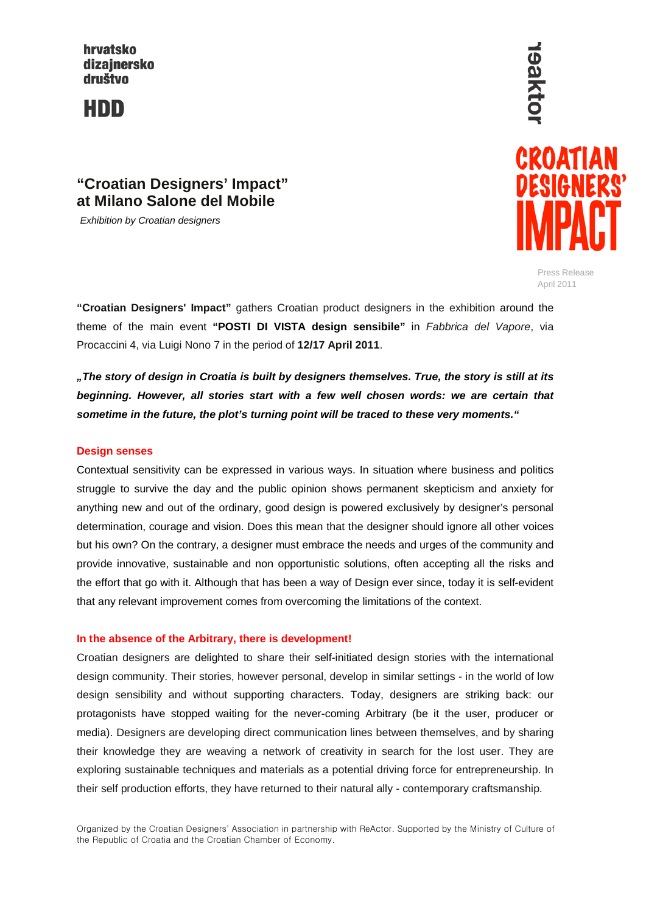hrvatsko
dizajnersko
društvo

**HDD**

reaktor

**CROATIAN DESIGNERS' IMPACT**

# "Croatian Designers' Impact" at Milano Salone del Mobile

*Exhibition by Croatian designers*

Press Release
April 2011

**"Croatian Designers' Impact"** gathers Croatian product designers in the exhibition around the theme of the main event **"POSTI DI VISTA design sensibile"** in *Fabbrica del Vapore*, via Procaccini 4, via Luigi Nono 7 in the period of **12/17 April 2011**.

***„The story of design in Croatia is built by designers themselves. True, the story is still at its beginning. However, all stories start with a few well chosen words: we are certain that sometime in the future, the plot's turning point will be traced to these very moments."***

## Design senses

Contextual sensitivity can be expressed in various ways. In situation where business and politics struggle to survive the day and the public opinion shows permanent skepticism and anxiety for anything new and out of the ordinary, good design is powered exclusively by designer's personal determination, courage and vision. Does this mean that the designer should ignore all other voices but his own? On the contrary, a designer must embrace the needs and urges of the community and provide innovative, sustainable and non opportunistic solutions, often accepting all the risks and the effort that go with it. Although that has been a way of Design ever since, today it is self-evident that any relevant improvement comes from overcoming the limitations of the context.

## In the absence of the Arbitrary, there is development!

Croatian designers are delighted to share their self-initiated design stories with the international design community. Their stories, however personal, develop in similar settings - in the world of low design sensibility and without supporting characters. Today, designers are striking back: our protagonists have stopped waiting for the never-coming Arbitrary (be it the user, producer or media). Designers are developing direct communication lines between themselves, and by sharing their knowledge they are weaving a network of creativity in search for the lost user. They are exploring sustainable techniques and materials as a potential driving force for entrepreneurship. In their self production efforts, they have returned to their natural ally - contemporary craftsmanship.

Organized by the Croatian Designers' Association in partnership with ReActor. Supported by the Ministry of Culture of the Republic of Croatia and the Croatian Chamber of Economy.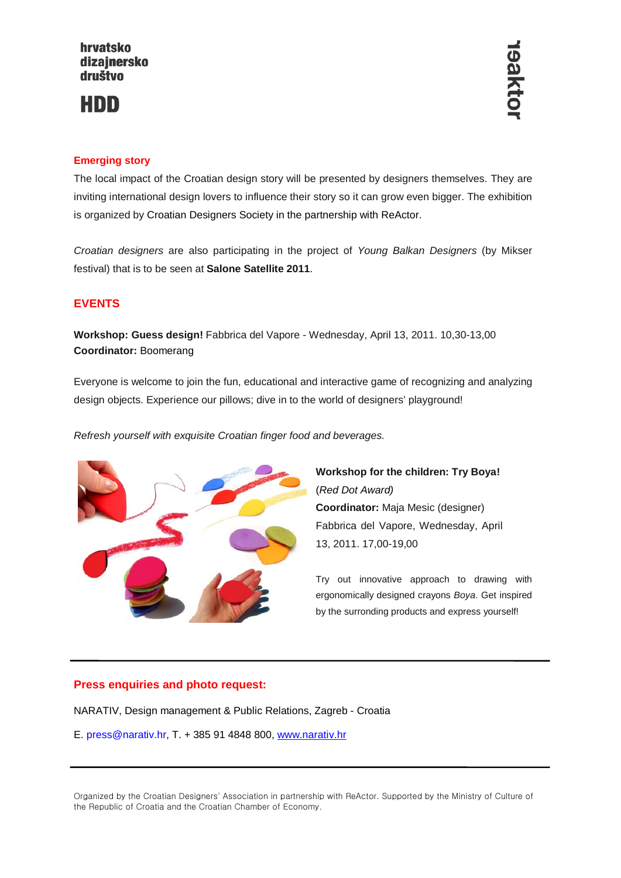## Emerging story

The local impact of the Croatian design story will be presented by designers themselves. They are inviting international design lovers to influence their story so it can grow even bigger. The exhibition is organized by Croatian Designers Society in the partnership with ReActor.

*Croatian designers* are also participating in the project of *Young Balkan Designers* (by Mikser festival) that is to be seen at **Salone Satellite 2011**.

## EVENTS

**Workshop: Guess design!** Fabbrica del Vapore - Wednesday, April 13, 2011. 10,30-13,00
**Coordinator:** Boomerang

Everyone is welcome to join the fun, educational and interactive game of recognizing and analyzing design objects. Experience our pillows; dive in to the world of designers' playground!

*Refresh yourself with exquisite Croatian finger food and beverages.*

**Workshop for the children: Try Boya!**
(*Red Dot Award)*
**Coordinator:** Maja Mesic (designer)
Fabbrica del Vapore, Wednesday, April 13, 2011. 17,00-19,00

Try out innovative approach to drawing with ergonomically designed crayons *Boya*. Get inspired by the surrounding products and express yourself!

---

## Press enquiries and photo request:

NARATIV, Design management & Public Relations, Zagreb - Croatia

E. press@narativ.hr, T. + 385 91 4848 800, www.narativ.hr

---

Organized by the Croatian Designers' Association in partnership with ReActor. Supported by the Ministry of Culture of the Republic of Croatia and the Croatian Chamber of Economy.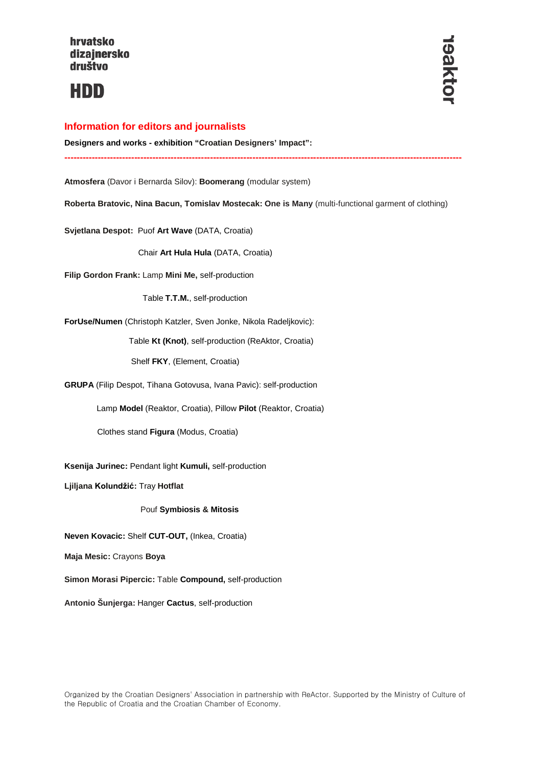hrvatsko
dizajnersko
društvo

**HDD**

reaktor

## Information for editors and journalists

**Designers and works - exhibition "Croatian Designers' Impact":**

---

**Atmosfera** (Davor i Bernarda Silov): **Boomerang** (modular system)

**Roberta Bratovic, Nina Bacun, Tomislav Mostecak: One is Many** (multi-functional garment of clothing)

**Svjetlana Despot:** Puof **Art Wave** (DATA, Croatia)

Chair **Art Hula Hula** (DATA, Croatia)

**Filip Gordon Frank:** Lamp **Mini Me,** self-production

Table **T.T.M.**, self-production

**ForUse/Numen** (Christoph Katzler, Sven Jonke, Nikola Radeljkovic):

Table **Kt (Knot)**, self-production (ReAktor, Croatia)

Shelf **FKY**, (Element, Croatia)

**GRUPA** (Filip Despot, Tihana Gotovusa, Ivana Pavic): self-production

Lamp **Model** (Reaktor, Croatia), Pillow **Pilot** (Reaktor, Croatia)

Clothes stand **Figura** (Modus, Croatia)

**Ksenija Jurinec:** Pendant light **Kumuli,** self-production

**Ljiljana Kolundžić:** Tray **Hotflat**

Pouf **Symbiosis & Mitosis**

**Neven Kovacic:** Shelf **CUT-OUT,** (Inkea, Croatia)

**Maja Mesic:** Crayons **Boya**

**Simon Morasi Pipercic:** Table **Compound,** self-production

**Antonio Šunjerga:** Hanger **Cactus**, self-production

Organized by the Croatian Designers' Association in partnership with ReActor. Supported by the Ministry of Culture of the Republic of Croatia and the Croatian Chamber of Economy.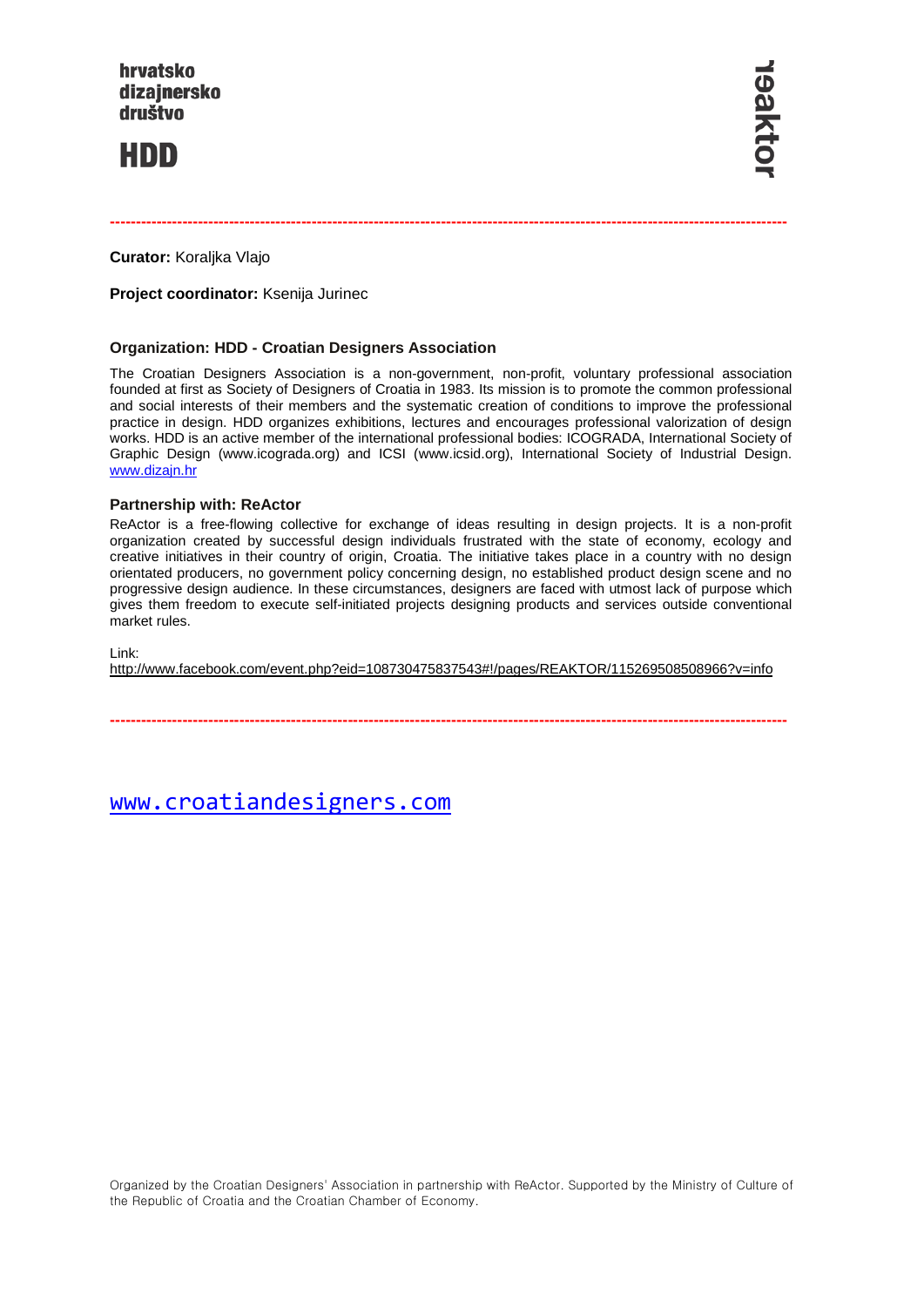hrvatsko
dizajnersko
društvo

**HDD**

reaktor

---

**Curator:** Koraljka Vlajo

**Project coordinator:** Ksenija Jurinec

### Organization: HDD - Croatian Designers Association

The Croatian Designers Association is a non-government, non-profit, voluntary professional association founded at first as Society of Designers of Croatia in 1983. Its mission is to promote the common professional and social interests of their members and the systematic creation of conditions to improve the professional practice in design. HDD organizes exhibitions, lectures and encourages professional valorization of design works. HDD is an active member of the international professional bodies: ICOGRADA, International Society of Graphic Design (www.icograda.org) and ICSI (www.icsid.org), International Society of Industrial Design. www.dizajn.hr

### Partnership with: ReActor

ReActor is a free-flowing collective for exchange of ideas resulting in design projects. It is a non-profit organization created by successful design individuals frustrated with the state of economy, ecology and creative initiatives in their country of origin, Croatia. The initiative takes place in a country with no design orientated producers, no government policy concerning design, no established product design scene and no progressive design audience. In these circumstances, designers are faced with utmost lack of purpose which gives them freedom to execute self-initiated projects designing products and services outside conventional market rules.

Link:
http://www.facebook.com/event.php?eid=108730475837543#!/pages/REAKTOR/115269508508966?v=info

---

www.croatiandesigners.com

Organized by the Croatian Designers' Association in partnership with ReActor. Supported by the Ministry of Culture of the Republic of Croatia and the Croatian Chamber of Economy.